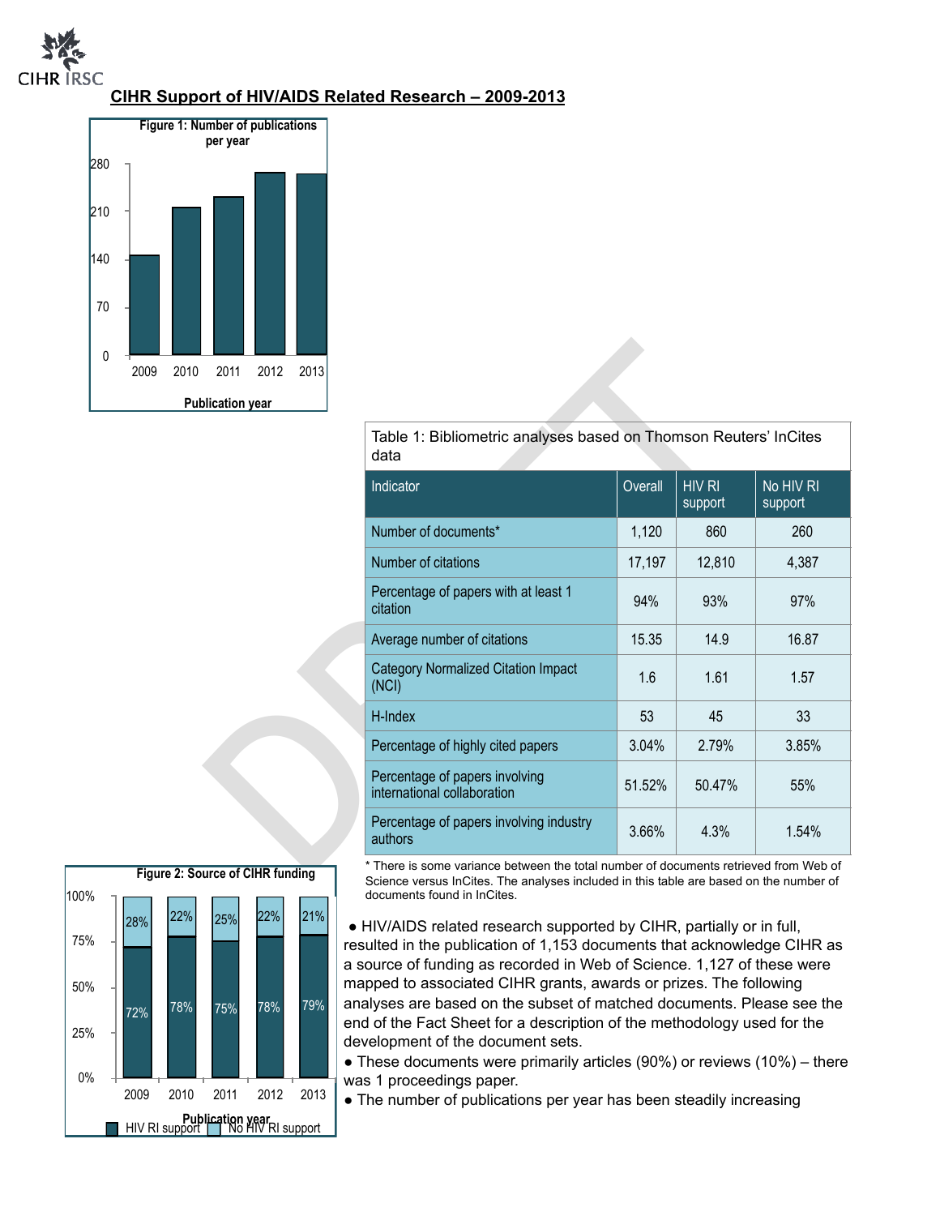## CIHR Support of HIV/AIDS Related Research – 2009-2013

Figure 1: Number of publications per year

Figure 2: Source of CIHR funding

| Table 1: Bibliometric analyses based on Thomson Reuters' InCites data | | | |
|---|---|---|---|
| Indicator | Overall | HIV RI support | No HIV RI support |
| Number of documents* | 1,120 | 860 | 260 |
| Number of citations | 17,197 | 12,810 | 4,387 |
| Percentage of papers with at least 1 citation | 94% | 93% | 97% |
| Average number of citations | 15.35 | 14.9 | 16.87 |
| Category Normalized Citation Impact (NCI) | 1.6 | 1.61 | 1.57 |
| H-Index | 53 | 45 | 33 |
| Percentage of highly cited papers | 3.04% | 2.79% | 3.85% |
| Percentage of papers involving international collaboration | 51.52% | 50.47% | 55% |
| Percentage of papers involving industry authors | 3.66% | 4.3% | 1.54% |

* There is some variance between the total number of documents retrieved from Web of Science versus InCites. The analyses included in this table are based on the number of documents found in InCites.

- HIV/AIDS related research supported by CIHR, partially or in full, resulted in the publication of 1,153 documents that acknowledge CIHR as a source of funding as recorded in Web of Science. 1,127 of these were mapped to associated CIHR grants, awards or prizes. The following analyses are based on the subset of matched documents. Please see the end of the Fact Sheet for a description of the methodology used for the development of the document sets.
- These documents were primarily articles (90%) or reviews (10%) – there was 1 proceedings paper.
- The number of publications per year has been steadily increasing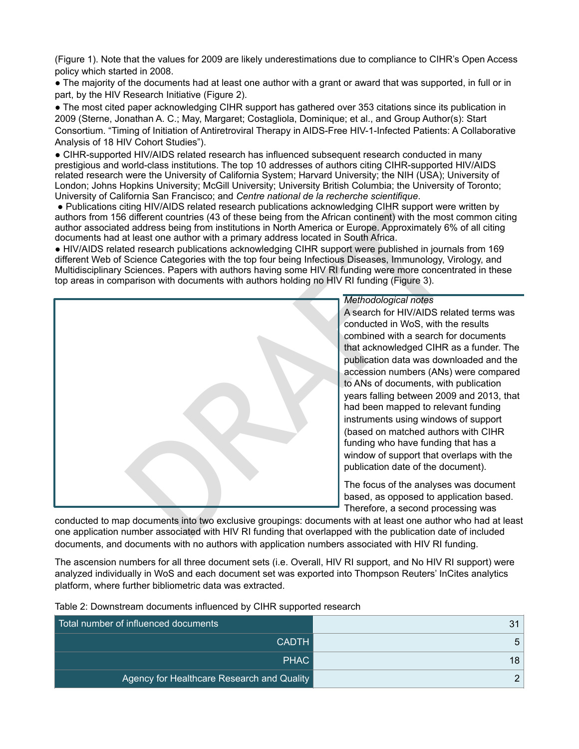(Figure 1). Note that the values for 2009 are likely underestimations due to compliance to CIHR's Open Access policy which started in 2008.

- The majority of the documents had at least one author with a grant or award that was supported, in full or in part, by the HIV Research Initiative (Figure 2).
- The most cited paper acknowledging CIHR support has gathered over 353 citations since its publication in 2009 (Sterne, Jonathan A. C.; May, Margaret; Costagliola, Dominique; et al., and Group Author(s): Start Consortium. "Timing of Initiation of Antiretroviral Therapy in AIDS-Free HIV-1-Infected Patients: A Collaborative Analysis of 18 HIV Cohort Studies").
- CIHR-supported HIV/AIDS related research has influenced subsequent research conducted in many prestigious and world-class institutions. The top 10 addresses of authors citing CIHR-supported HIV/AIDS related research were the University of California System; Harvard University; the NIH (USA); University of London; Johns Hopkins University; McGill University; University British Columbia; the University of Toronto; University of California San Francisco; and *Centre national de la recherche scientifique*.
- Publications citing HIV/AIDS related research publications acknowledging CIHR support were written by authors from 156 different countries (43 of these being from the African continent) with the most common citing author associated address being from institutions in North America or Europe. Approximately 6% of all citing documents had at least one author with a primary address located in South Africa.
- HIV/AIDS related research publications acknowledging CIHR support were published in journals from 169 different Web of Science Categories with the top four being Infectious Diseases, Immunology, Virology, and Multidisciplinary Sciences. Papers with authors having some HIV RI funding were more concentrated in these top areas in comparison with documents with authors holding no HIV RI funding (Figure 3).

*Methodological notes*

A search for HIV/AIDS related terms was conducted in WoS, with the results combined with a search for documents that acknowledged CIHR as a funder. The publication data was downloaded and the accession numbers (ANs) were compared to ANs of documents, with publication years falling between 2009 and 2013, that had been mapped to relevant funding instruments using windows of support (based on matched authors with CIHR funding who have funding that has a window of support that overlaps with the publication date of the document).

The focus of the analyses was document based, as opposed to application based. Therefore, a second processing was conducted to map documents into two exclusive groupings: documents with at least one author who had at least one application number associated with HIV RI funding that overlapped with the publication date of included documents, and documents with no authors with application numbers associated with HIV RI funding.

The ascension numbers for all three document sets (i.e. Overall, HIV RI support, and No HIV RI support) were analyzed individually in WoS and each document set was exported into Thompson Reuters' InCites analytics platform, where further bibliometric data was extracted.

Table 2: Downstream documents influenced by CIHR supported research

| Total number of influenced documents | 31 |
|---|---|
| CADTH | 5 |
| PHAC | 18 |
| Agency for Healthcare Research and Quality | 2 |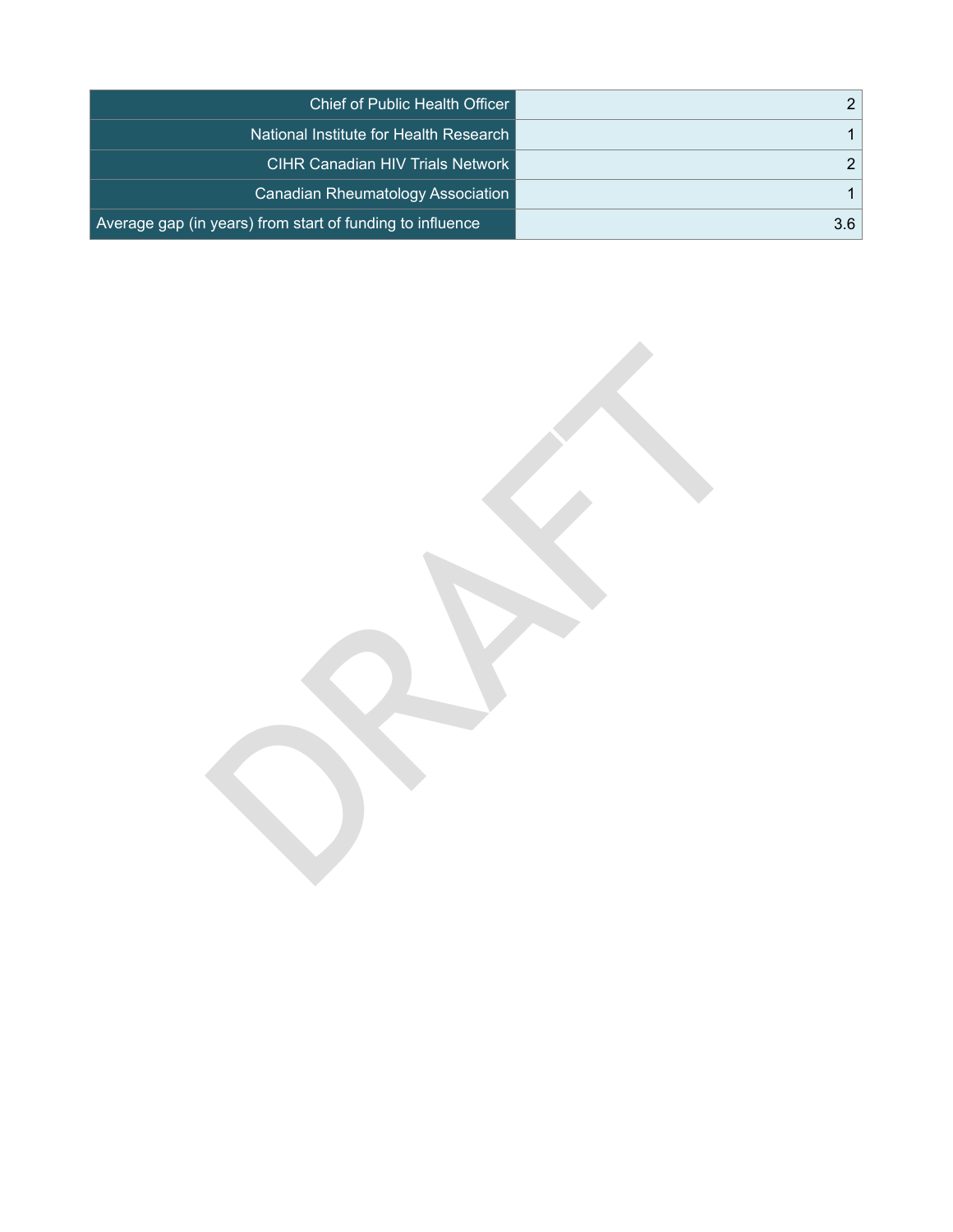| | |
|---|---|
| Chief of Public Health Officer | 2 |
| National Institute for Health Research | 1 |
| CIHR Canadian HIV Trials Network | 2 |
| Canadian Rheumatology Association | 1 |
| Average gap (in years) from start of funding to influence | 3.6 |

DRAFT